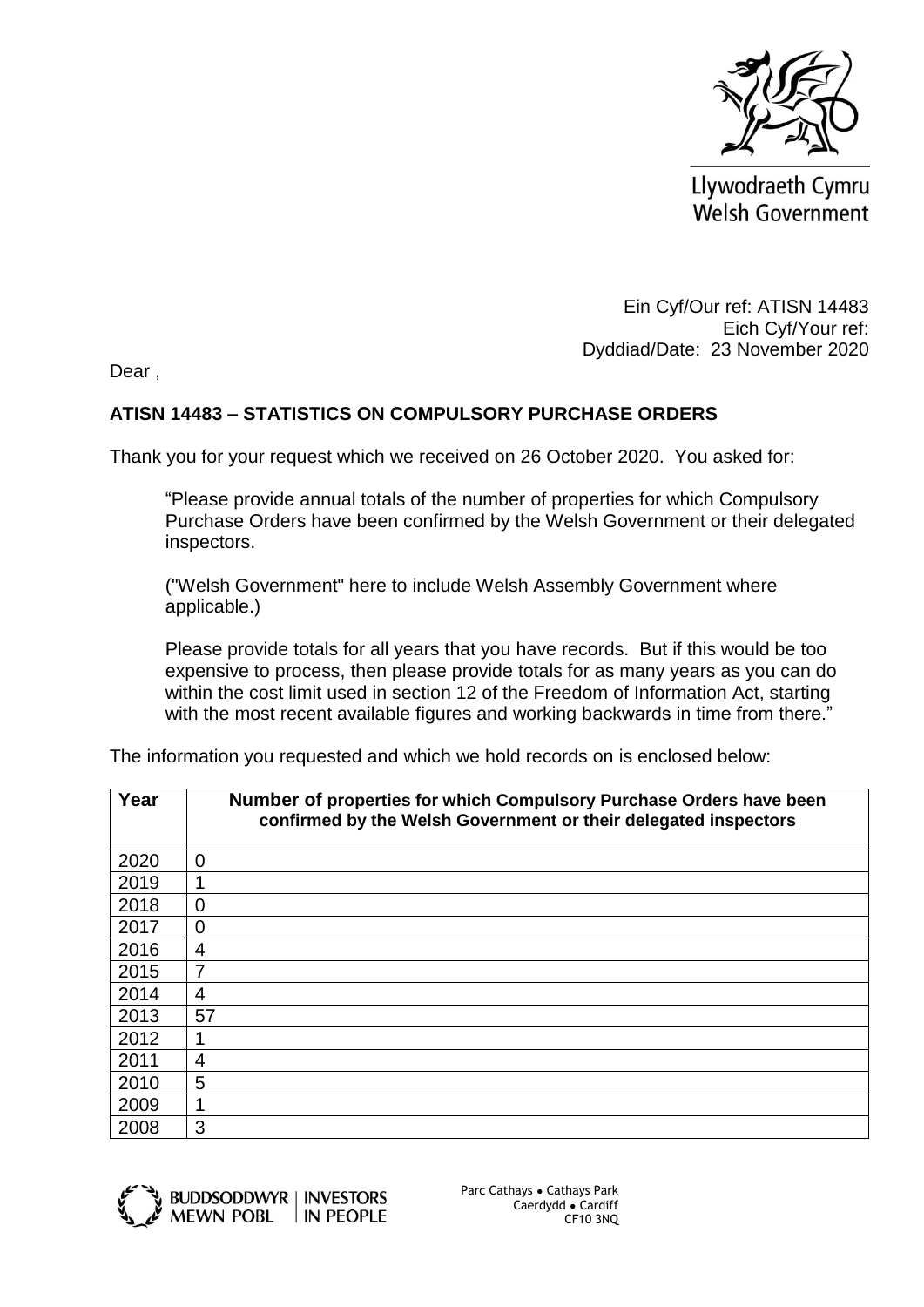Llywodraeth Cymru
Welsh Government

Ein Cyf/Our ref: ATISN 14483
Eich Cyf/Your ref:
Dyddiad/Date: 23 November 2020

Dear ,

**ATISN 14483 – STATISTICS ON COMPULSORY PURCHASE ORDERS**

Thank you for your request which we received on 26 October 2020. You asked for:

> "Please provide annual totals of the number of properties for which Compulsory Purchase Orders have been confirmed by the Welsh Government or their delegated inspectors.
>
> ("Welsh Government" here to include Welsh Assembly Government where applicable.)
>
> Please provide totals for all years that you have records. But if this would be too expensive to process, then please provide totals for as many years as you can do within the cost limit used in section 12 of the Freedom of Information Act, starting with the most recent available figures and working backwards in time from there."

The information you requested and which we hold records on is enclosed below:

| Year | Number of properties for which Compulsory Purchase Orders have been confirmed by the Welsh Government or their delegated inspectors |
|---|---|
| 2020 | 0 |
| 2019 | 1 |
| 2018 | 0 |
| 2017 | 0 |
| 2016 | 4 |
| 2015 | 7 |
| 2014 | 4 |
| 2013 | 57 |
| 2012 | 1 |
| 2011 | 4 |
| 2010 | 5 |
| 2009 | 1 |
| 2008 | 3 |

BUDDSODDWYR MEWN POBL | INVESTORS IN PEOPLE

Parc Cathays • Cathays Park
Caerdydd • Cardiff
CF10 3NQ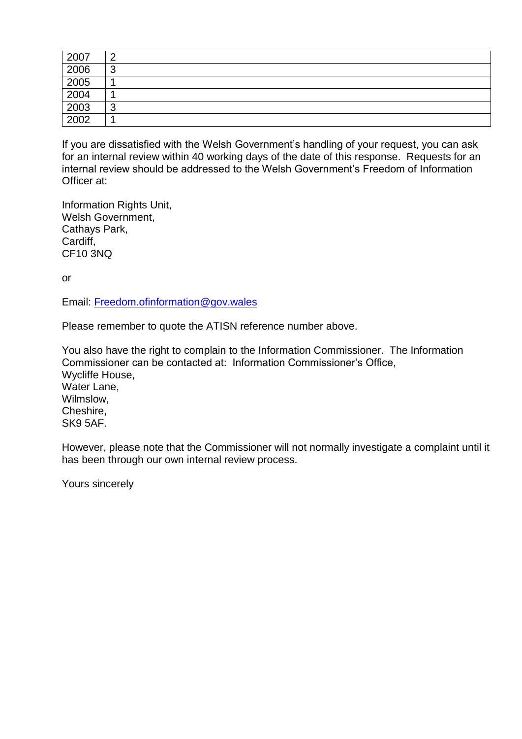| | |
|---|---|
| 2007 | 2 |
| 2006 | 3 |
| 2005 | 1 |
| 2004 | 1 |
| 2003 | 3 |
| 2002 | 1 |

If you are dissatisfied with the Welsh Government's handling of your request, you can ask for an internal review within 40 working days of the date of this response. Requests for an internal review should be addressed to the Welsh Government's Freedom of Information Officer at:

Information Rights Unit,
Welsh Government,
Cathays Park,
Cardiff,
CF10 3NQ

or

Email: Freedom.ofinformation@gov.wales

Please remember to quote the ATISN reference number above.

You also have the right to complain to the Information Commissioner. The Information Commissioner can be contacted at: Information Commissioner's Office,
Wycliffe House,
Water Lane,
Wilmslow,
Cheshire,
SK9 5AF.

However, please note that the Commissioner will not normally investigate a complaint until it has been through our own internal review process.

Yours sincerely